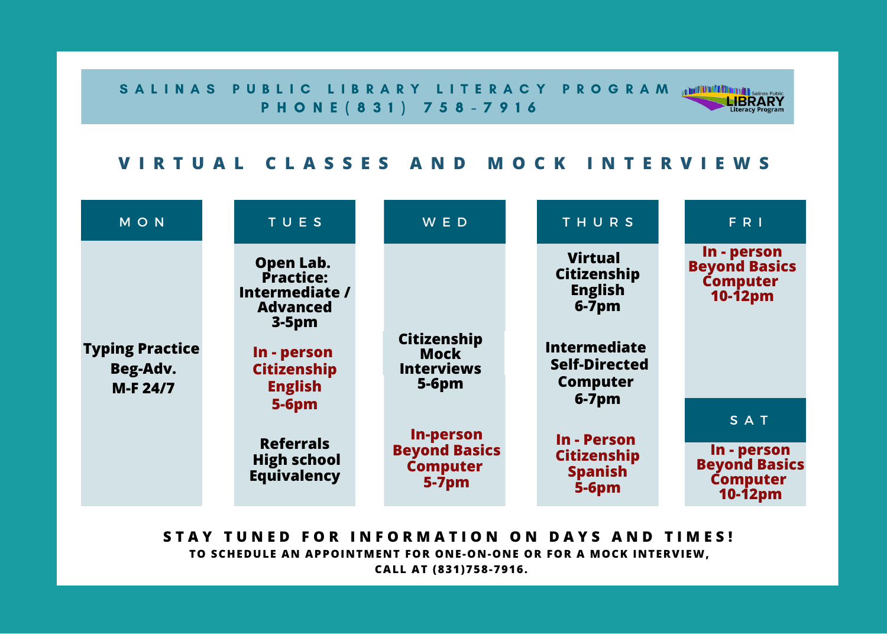# SALINAS PUBLIC LIBRARY LITERACY PROGRAM

**PHONE(831) 758-7916**

## VIRTUAL CLASSES AND MOCK INTERVIEWS

| MON | TUES | WED | THURS | FRI |
|---|---|---|---|---|
| **Typing Practice Beg-Adv. M-F 24/7** | **Open Lab. Practice: Intermediate / Advanced 3-5pm** | **Citizenship Mock Interviews 5-6pm** | **Virtual Citizenship English 6-7pm** | **In - person Beyond Basics Computer 10-12pm** |
| | **In - person Citizenship English 5-6pm** | **In-person Beyond Basics Computer 5-7pm** | **Intermediate Self-Directed Computer 6-7pm** | **SAT** |
| | **Referrals High school Equivalency** | | **In - Person Citizenship Spanish 5-6pm** | **In - person Beyond Basics Computer 10-12pm** |

**STAY TUNED FOR INFORMATION ON DAYS AND TIMES!**

**TO SCHEDULE AN APPOINTMENT FOR ONE-ON-ONE OR FOR A MOCK INTERVIEW, CALL AT (831)758-7916.**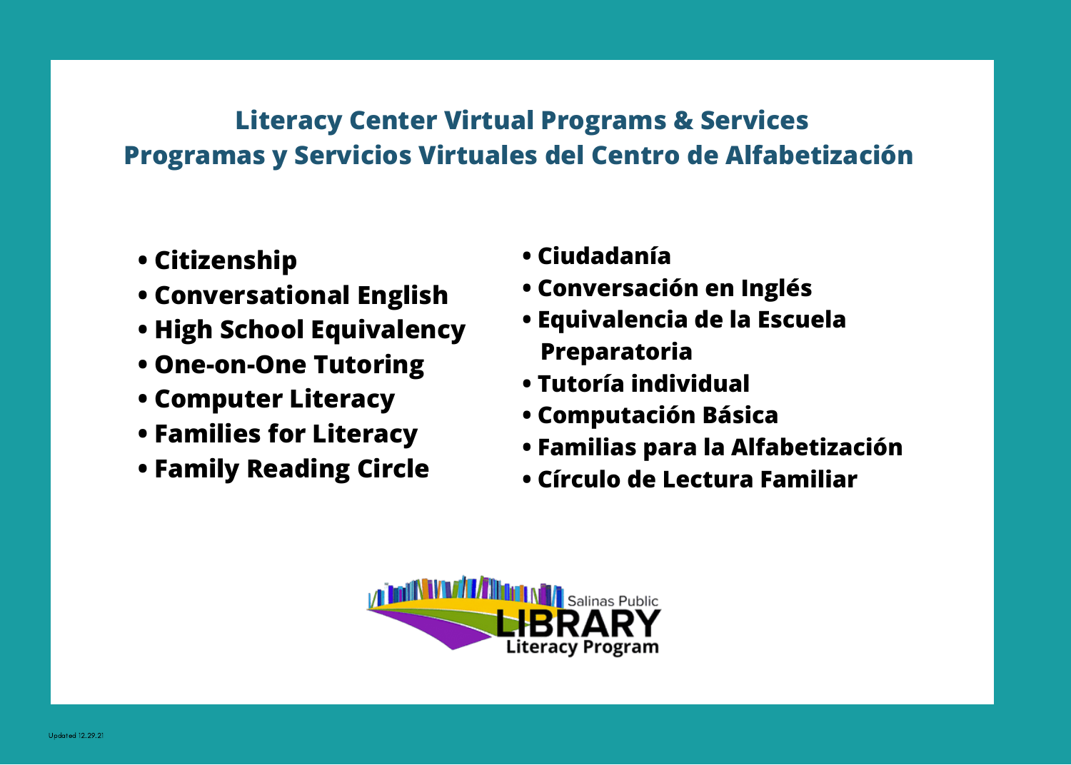# Literacy Center Virtual Programs & Services
# Programas y Servicios Virtuales del Centro de Alfabetización

- **Citizenship**
- **Conversational English**
- **High School Equivalency**
- **One-on-One Tutoring**
- **Computer Literacy**
- **Families for Literacy**
- **Family Reading Circle**

- **Ciudadanía**
- **Conversación en Inglés**
- **Equivalencia de la Escuela Preparatoria**
- **Tutoría individual**
- **Computación Básica**
- **Familias para la Alfabetización**
- **Círculo de Lectura Familiar**

Salinas Public LIBRARY Literacy Program

Updated 12.29.21